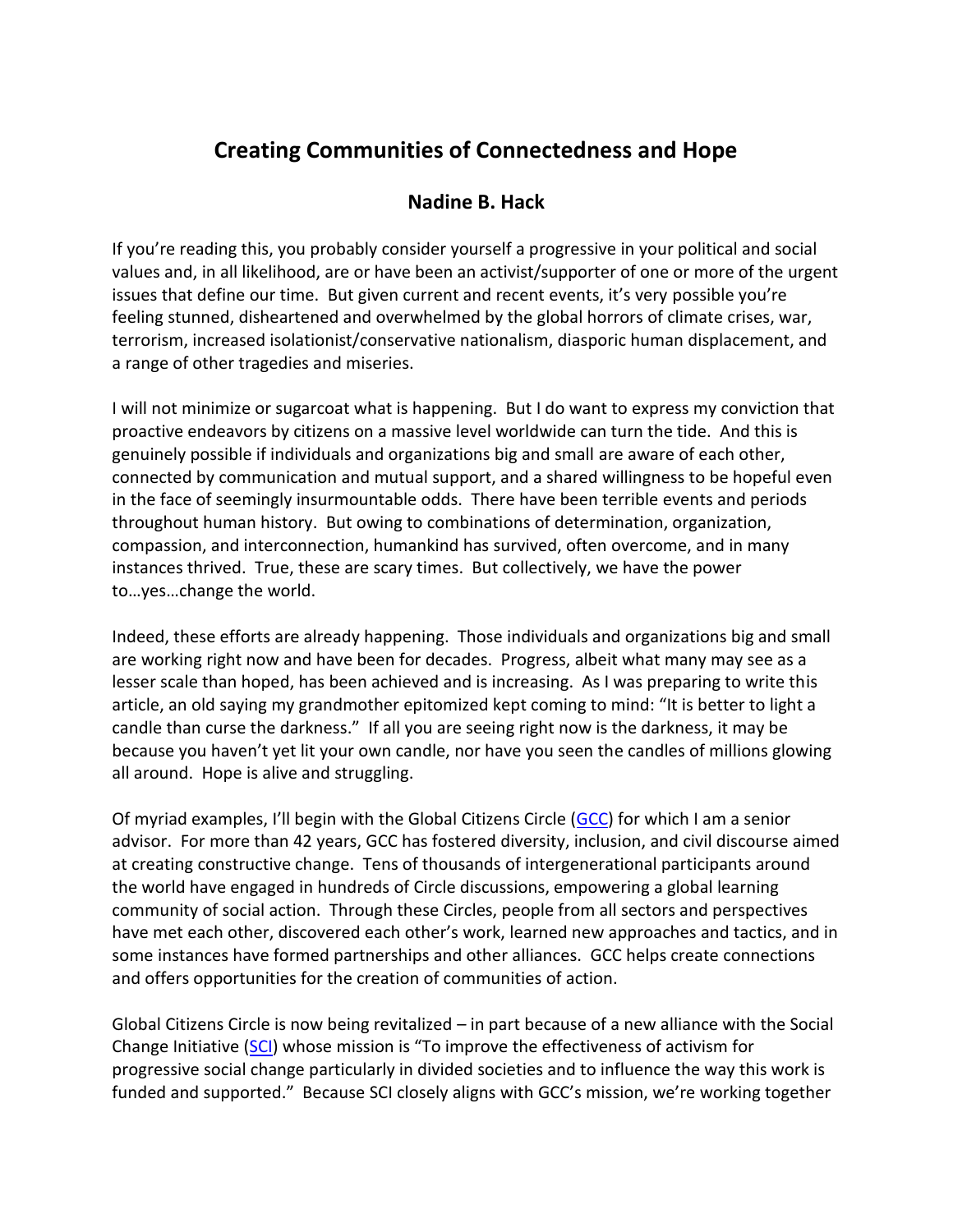# Creating Communities of Connectedness and Hope

## Nadine B. Hack

If you're reading this, you probably consider yourself a progressive in your political and social values and, in all likelihood, are or have been an activist/supporter of one or more of the urgent issues that define our time. But given current and recent events, it's very possible you're feeling stunned, disheartened and overwhelmed by the global horrors of climate crises, war, terrorism, increased isolationist/conservative nationalism, diasporic human displacement, and a range of other tragedies and miseries.

I will not minimize or sugarcoat what is happening. But I do want to express my conviction that proactive endeavors by citizens on a massive level worldwide can turn the tide. And this is genuinely possible if individuals and organizations big and small are aware of each other, connected by communication and mutual support, and a shared willingness to be hopeful even in the face of seemingly insurmountable odds. There have been terrible events and periods throughout human history. But owing to combinations of determination, organization, compassion, and interconnection, humankind has survived, often overcome, and in many instances thrived. True, these are scary times. But collectively, we have the power to…yes…change the world.

Indeed, these efforts are already happening. Those individuals and organizations big and small are working right now and have been for decades. Progress, albeit what many may see as a lesser scale than hoped, has been achieved and is increasing. As I was preparing to write this article, an old saying my grandmother epitomized kept coming to mind: "It is better to light a candle than curse the darkness." If all you are seeing right now is the darkness, it may be because you haven't yet lit your own candle, nor have you seen the candles of millions glowing all around. Hope is alive and struggling.

Of myriad examples, I'll begin with the Global Citizens Circle (GCC) for which I am a senior advisor. For more than 42 years, GCC has fostered diversity, inclusion, and civil discourse aimed at creating constructive change. Tens of thousands of intergenerational participants around the world have engaged in hundreds of Circle discussions, empowering a global learning community of social action. Through these Circles, people from all sectors and perspectives have met each other, discovered each other's work, learned new approaches and tactics, and in some instances have formed partnerships and other alliances. GCC helps create connections and offers opportunities for the creation of communities of action.

Global Citizens Circle is now being revitalized – in part because of a new alliance with the Social Change Initiative (SCI) whose mission is "To improve the effectiveness of activism for progressive social change particularly in divided societies and to influence the way this work is funded and supported." Because SCI closely aligns with GCC's mission, we're working together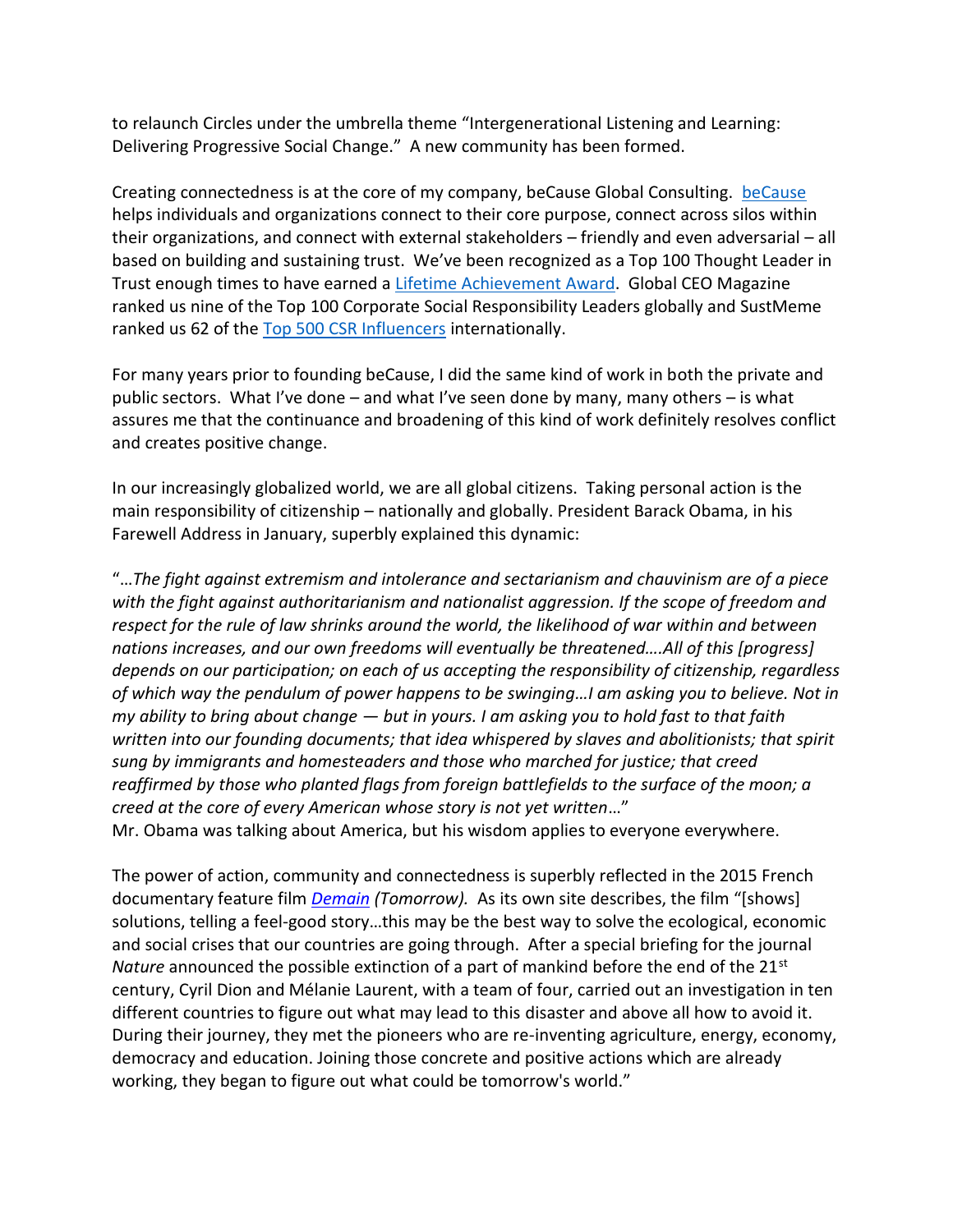to relaunch Circles under the umbrella theme "Intergenerational Listening and Learning: Delivering Progressive Social Change." A new community has been formed.

Creating connectedness is at the core of my company, beCause Global Consulting. [beCause](#) helps individuals and organizations connect to their core purpose, connect across silos within their organizations, and connect with external stakeholders – friendly and even adversarial – all based on building and sustaining trust. We've been recognized as a Top 100 Thought Leader in Trust enough times to have earned a [Lifetime Achievement Award](#). Global CEO Magazine ranked us nine of the Top 100 Corporate Social Responsibility Leaders globally and SustMeme ranked us 62 of the [Top 500 CSR Influencers](#) internationally.

For many years prior to founding beCause, I did the same kind of work in both the private and public sectors. What I've done – and what I've seen done by many, many others – is what assures me that the continuance and broadening of this kind of work definitely resolves conflict and creates positive change.

In our increasingly globalized world, we are all global citizens. Taking personal action is the main responsibility of citizenship – nationally and globally. President Barack Obama, in his Farewell Address in January, superbly explained this dynamic:

"…*The fight against extremism and intolerance and sectarianism and chauvinism are of a piece with the fight against authoritarianism and nationalist aggression. If the scope of freedom and respect for the rule of law shrinks around the world, the likelihood of war within and between nations increases, and our own freedoms will eventually be threatened….All of this [progress] depends on our participation; on each of us accepting the responsibility of citizenship, regardless of which way the pendulum of power happens to be swinging…I am asking you to believe. Not in my ability to bring about change — but in yours. I am asking you to hold fast to that faith written into our founding documents; that idea whispered by slaves and abolitionists; that spirit sung by immigrants and homesteaders and those who marched for justice; that creed reaffirmed by those who planted flags from foreign battlefields to the surface of the moon; a creed at the core of every American whose story is not yet written*…"
Mr. Obama was talking about America, but his wisdom applies to everyone everywhere.

The power of action, community and connectedness is superbly reflected in the 2015 French documentary feature film [*Demain*](#) *(Tomorrow).* As its own site describes, the film "[shows] solutions, telling a feel-good story…this may be the best way to solve the ecological, economic and social crises that our countries are going through. After a special briefing for the journal *Nature* announced the possible extinction of a part of mankind before the end of the 21st century, Cyril Dion and Mélanie Laurent, with a team of four, carried out an investigation in ten different countries to figure out what may lead to this disaster and above all how to avoid it. During their journey, they met the pioneers who are re-inventing agriculture, energy, economy, democracy and education. Joining those concrete and positive actions which are already working, they began to figure out what could be tomorrow's world."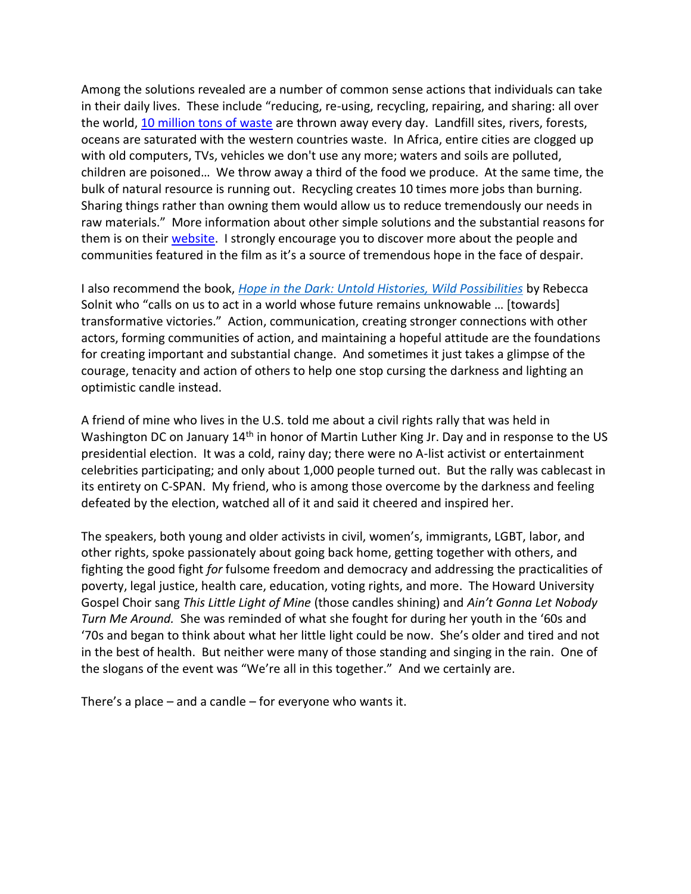Among the solutions revealed are a number of common sense actions that individuals can take in their daily lives. These include "reducing, re-using, recycling, repairing, and sharing: all over the world, [10 million tons of waste] are thrown away every day. Landfill sites, rivers, forests, oceans are saturated with the western countries waste. In Africa, entire cities are clogged up with old computers, TVs, vehicles we don't use any more; waters and soils are polluted, children are poisoned… We throw away a third of the food we produce. At the same time, the bulk of natural resource is running out. Recycling creates 10 times more jobs than burning. Sharing things rather than owning them would allow us to reduce tremendously our needs in raw materials." More information about other simple solutions and the substantial reasons for them is on their [website]. I strongly encourage you to discover more about the people and communities featured in the film as it's a source of tremendous hope in the face of despair.

I also recommend the book, *Hope in the Dark: Untold Histories, Wild Possibilities* by Rebecca Solnit who "calls on us to act in a world whose future remains unknowable … [towards] transformative victories." Action, communication, creating stronger connections with other actors, forming communities of action, and maintaining a hopeful attitude are the foundations for creating important and substantial change. And sometimes it just takes a glimpse of the courage, tenacity and action of others to help one stop cursing the darkness and lighting an optimistic candle instead.

A friend of mine who lives in the U.S. told me about a civil rights rally that was held in Washington DC on January 14th in honor of Martin Luther King Jr. Day and in response to the US presidential election. It was a cold, rainy day; there were no A-list activist or entertainment celebrities participating; and only about 1,000 people turned out. But the rally was cablecast in its entirety on C-SPAN. My friend, who is among those overcome by the darkness and feeling defeated by the election, watched all of it and said it cheered and inspired her.

The speakers, both young and older activists in civil, women's, immigrants, LGBT, labor, and other rights, spoke passionately about going back home, getting together with others, and fighting the good fight *for* fulsome freedom and democracy and addressing the practicalities of poverty, legal justice, health care, education, voting rights, and more. The Howard University Gospel Choir sang *This Little Light of Mine* (those candles shining) and *Ain't Gonna Let Nobody Turn Me Around.* She was reminded of what she fought for during her youth in the '60s and '70s and began to think about what her little light could be now. She's older and tired and not in the best of health. But neither were many of those standing and singing in the rain. One of the slogans of the event was "We're all in this together." And we certainly are.

There's a place – and a candle – for everyone who wants it.